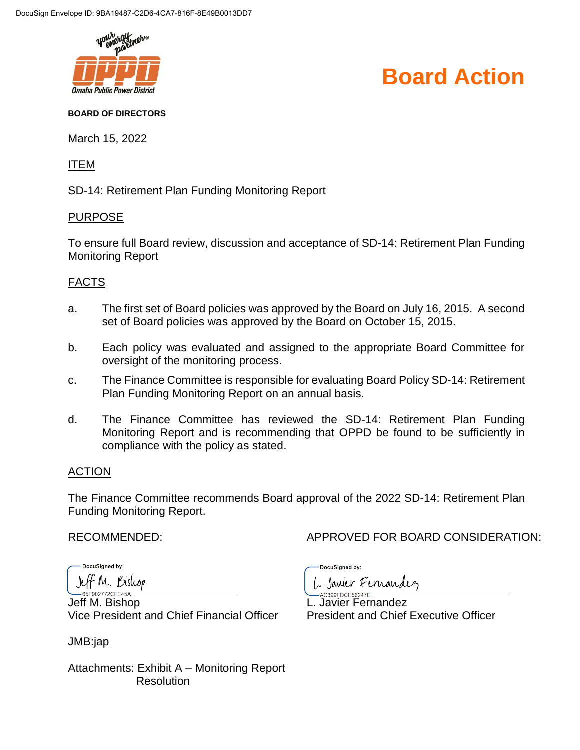DocuSign Envelope ID: 9BA19487-C2D6-4CA7-816F-8E49B0013DD7

Omaha Public Power District

# Board Action

**BOARD OF DIRECTORS**

March 15, 2022

ITEM

SD-14: Retirement Plan Funding Monitoring Report

PURPOSE

To ensure full Board review, discussion and acceptance of SD-14: Retirement Plan Funding Monitoring Report

FACTS

a. The first set of Board policies was approved by the Board on July 16, 2015. A second set of Board policies was approved by the Board on October 15, 2015.

b. Each policy was evaluated and assigned to the appropriate Board Committee for oversight of the monitoring process.

c. The Finance Committee is responsible for evaluating Board Policy SD-14: Retirement Plan Funding Monitoring Report on an annual basis.

d. The Finance Committee has reviewed the SD-14: Retirement Plan Funding Monitoring Report and is recommending that OPPD be found to be sufficiently in compliance with the policy as stated.

ACTION

The Finance Committee recommends Board approval of the 2022 SD-14: Retirement Plan Funding Monitoring Report.

RECOMMENDED:

DocuSigned by:
Jeff M. Bishop
65E902772CFE45A...

Jeff M. Bishop
Vice President and Chief Financial Officer

APPROVED FOR BOARD CONSIDERATION:

DocuSigned by:
L. Javier Fernandez
AC399FDCE56247E...

L. Javier Fernandez
President and Chief Executive Officer

JMB:jap

Attachments: Exhibit A – Monitoring Report
Resolution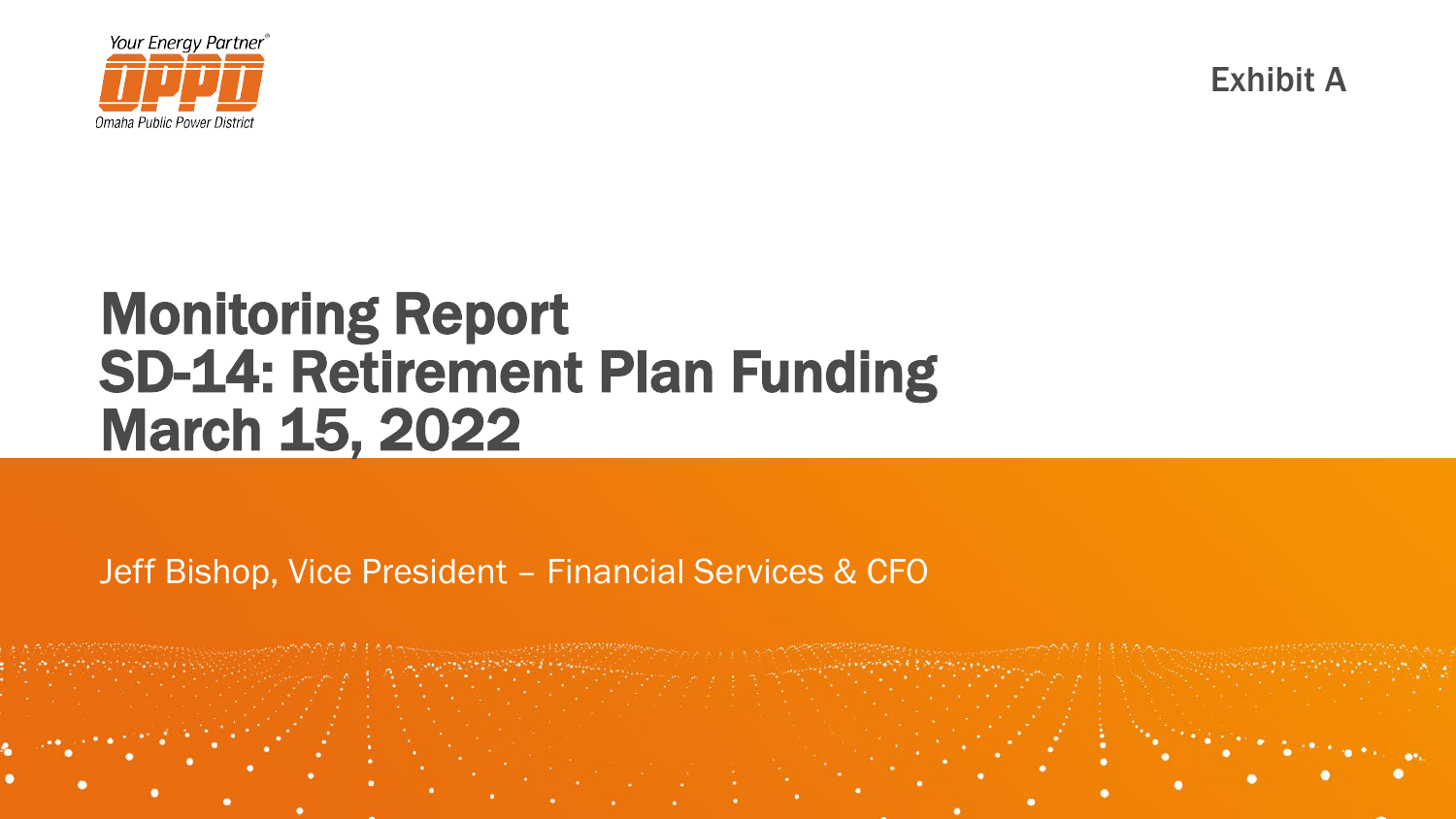Exhibit A

# Monitoring Report
# SD-14: Retirement Plan Funding
# March 15, 2022

Jeff Bishop, Vice President – Financial Services & CFO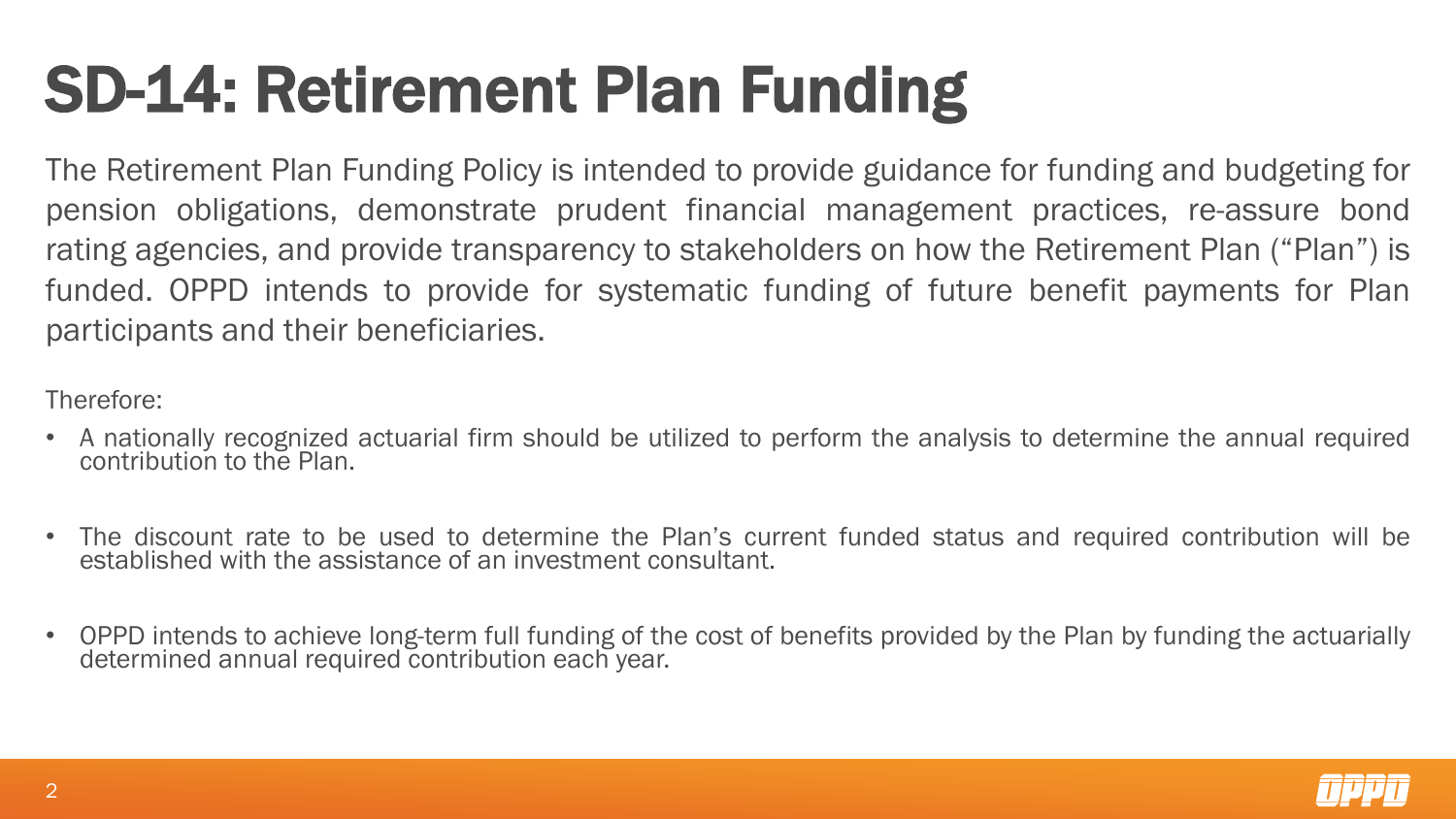# SD-14: Retirement Plan Funding

The Retirement Plan Funding Policy is intended to provide guidance for funding and budgeting for pension obligations, demonstrate prudent financial management practices, re-assure bond rating agencies, and provide transparency to stakeholders on how the Retirement Plan ("Plan") is funded. OPPD intends to provide for systematic funding of future benefit payments for Plan participants and their beneficiaries.

Therefore:

- A nationally recognized actuarial firm should be utilized to perform the analysis to determine the annual required contribution to the Plan.
- The discount rate to be used to determine the Plan's current funded status and required contribution will be established with the assistance of an investment consultant.
- OPPD intends to achieve long-term full funding of the cost of benefits provided by the Plan by funding the actuarially determined annual required contribution each year.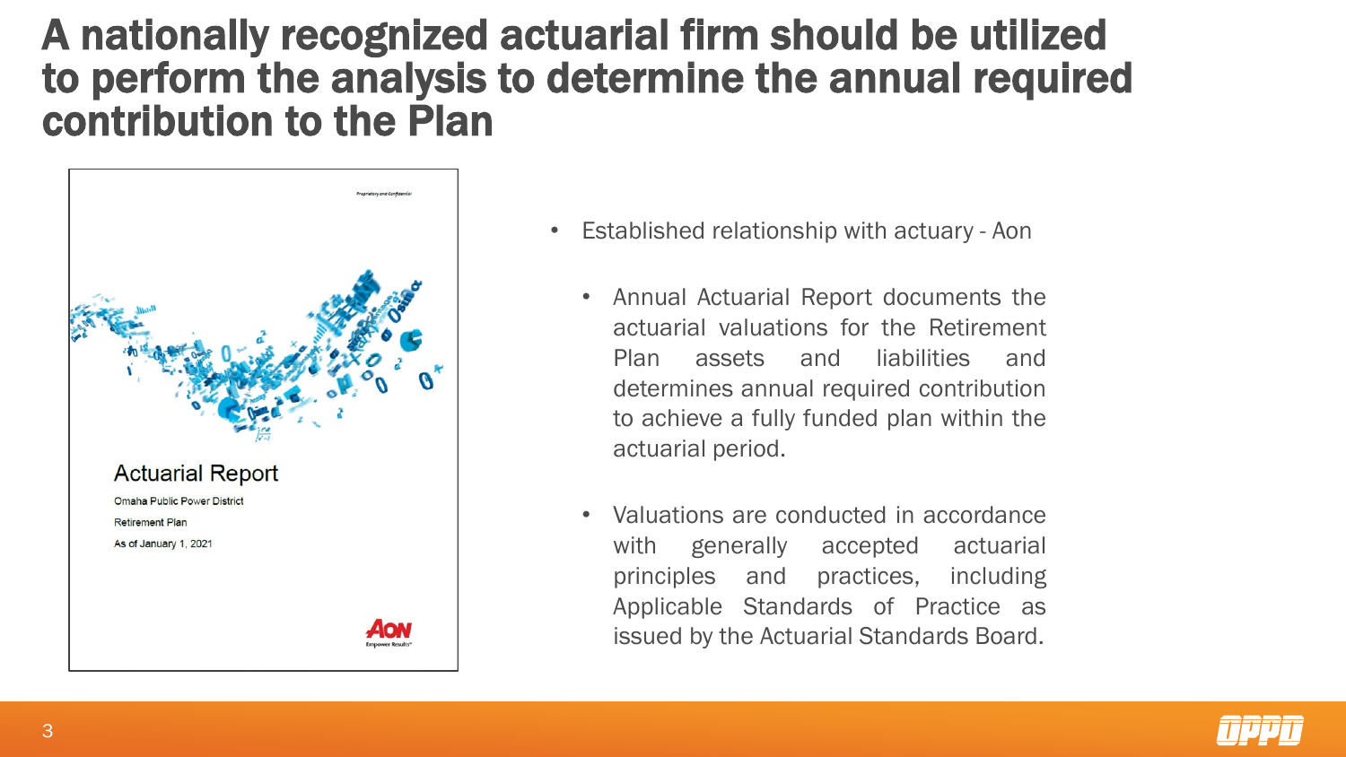# A nationally recognized actuarial firm should be utilized to perform the analysis to determine the annual required contribution to the Plan

Proprietary and Confidential

Actuarial Report

Omaha Public Power District

Retirement Plan

As of January 1, 2021

AON Empower Results®

- Established relationship with actuary - Aon
  - Annual Actuarial Report documents the actuarial valuations for the Retirement Plan assets and liabilities and determines annual required contribution to achieve a fully funded plan within the actuarial period.
  - Valuations are conducted in accordance with generally accepted actuarial principles and practices, including Applicable Standards of Practice as issued by the Actuarial Standards Board.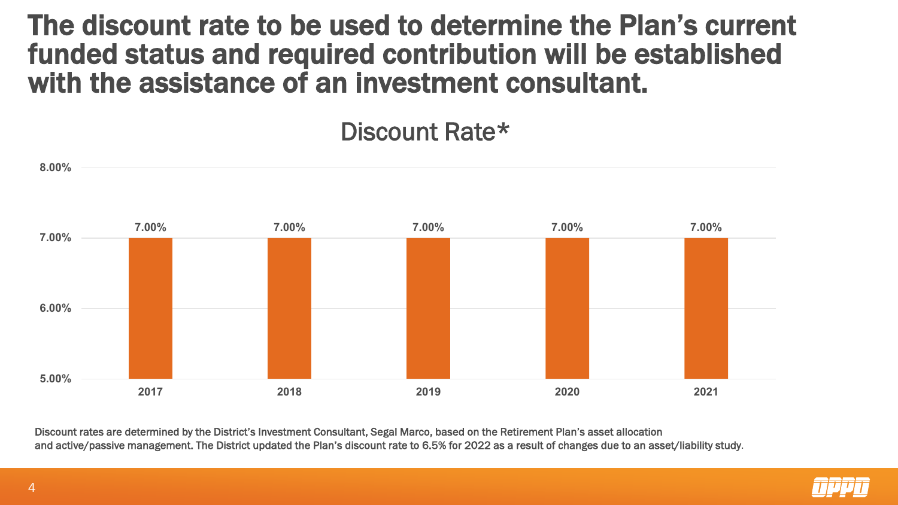# The discount rate to be used to determine the Plan's current funded status and required contribution will be established with the assistance of an investment consultant.

## Discount Rate*

| Year | Discount Rate |
| --- | --- |
| 2017 | 7.00% |
| 2018 | 7.00% |
| 2019 | 7.00% |
| 2020 | 7.00% |
| 2021 | 7.00% |

Discount rates are determined by the District's Investment Consultant, Segal Marco, based on the Retirement Plan's asset allocation and active/passive management. The District updated the Plan's discount rate to 6.5% for 2022 as a result of changes due to an asset/liability study.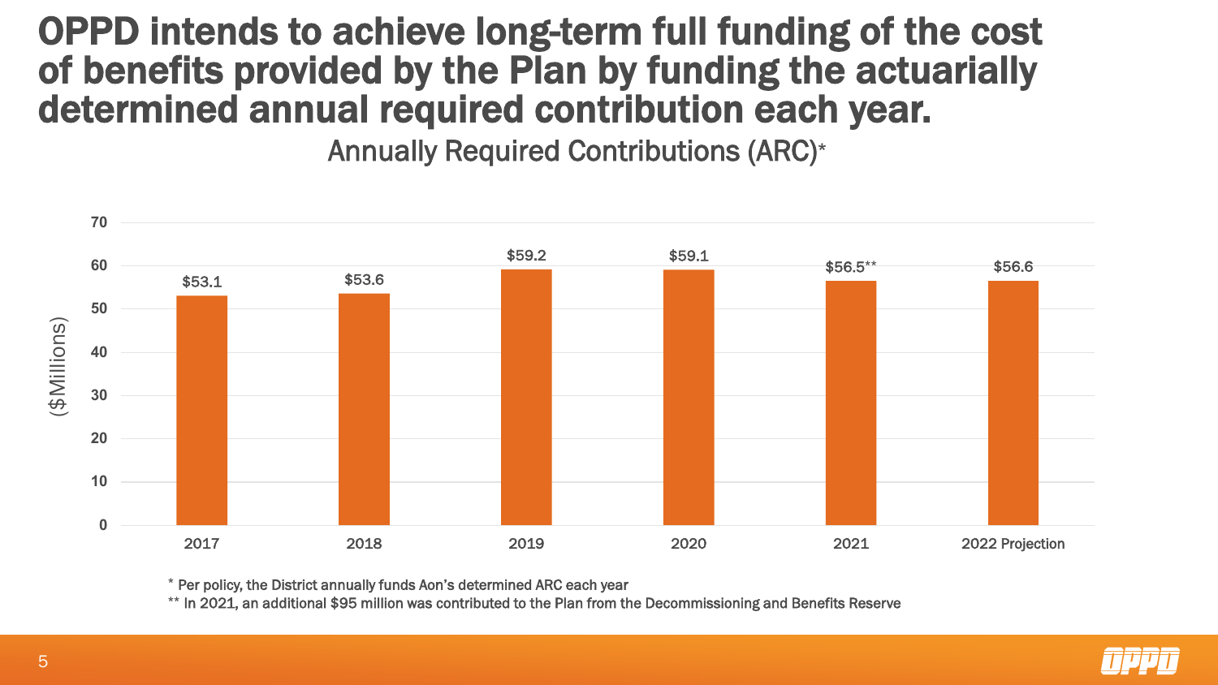# OPPD intends to achieve long-term full funding of the cost of benefits provided by the Plan by funding the actuarially determined annual required contribution each year.

## Annually Required Contributions (ARC)*

| Year | ARC ($Millions) |
|---|---|
| 2017 | $53.1 |
| 2018 | $53.6 |
| 2019 | $59.2 |
| 2020 | $59.1 |
| 2021 | $56.5** |
| 2022 Projection | $56.6 |

\* Per policy, the District annually funds Aon's determined ARC each year

\*\* In 2021, an additional $95 million was contributed to the Plan from the Decommissioning and Benefits Reserve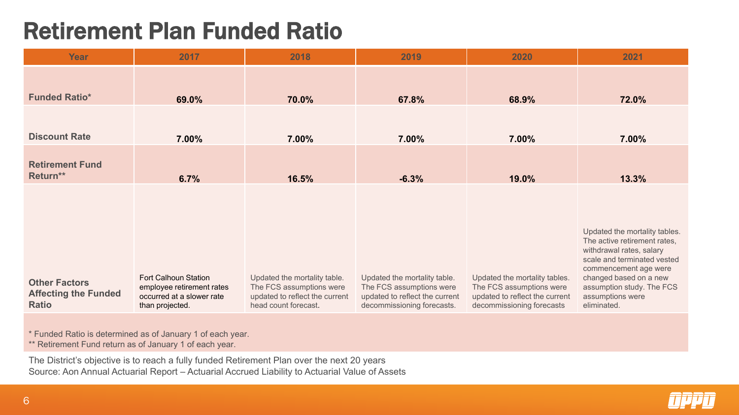# Retirement Plan Funded Ratio

| Year | 2017 | 2018 | 2019 | 2020 | 2021 |
|---|---|---|---|---|---|
| **Funded Ratio*** | **69.0%** | **70.0%** | **67.8%** | **68.9%** | **72.0%** |
| **Discount Rate** | **7.00%** | **7.00%** | **7.00%** | **7.00%** | **7.00%** |
| **Retirement Fund Return**** | **6.7%** | **16.5%** | **-6.3%** | **19.0%** | **13.3%** |
| **Other Factors Affecting the Funded Ratio** | Fort Calhoun Station employee retirement rates occurred at a slower rate than projected. | Updated the mortality table. The FCS assumptions were updated to reflect the current head count forecast. | Updated the mortality table. The FCS assumptions were updated to reflect the current decommissioning forecasts. | Updated the mortality tables. The FCS assumptions were updated to reflect the current decommissioning forecasts | Updated the mortality tables. The active retirement rates, withdrawal rates, salary scale and terminated vested commencement age were changed based on a new assumption study. The FCS assumptions were eliminated. |

\* Funded Ratio is determined as of January 1 of each year.

\*\* Retirement Fund return as of January 1 of each year.

The District's objective is to reach a fully funded Retirement Plan over the next 20 years

Source: Aon Annual Actuarial Report – Actuarial Accrued Liability to Actuarial Value of Assets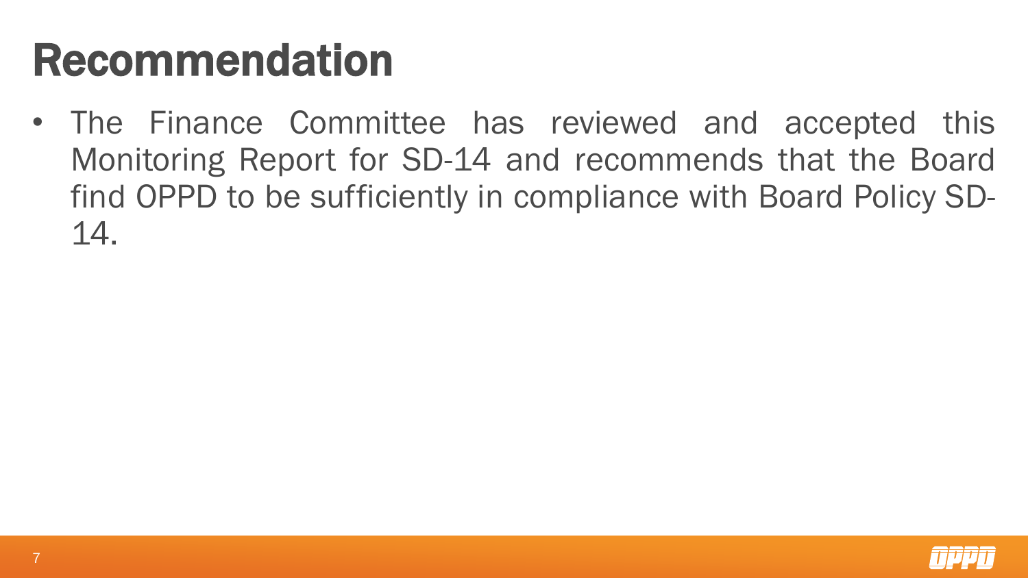# Recommendation

- The Finance Committee has reviewed and accepted this Monitoring Report for SD-14 and recommends that the Board find OPPD to be sufficiently in compliance with Board Policy SD-14.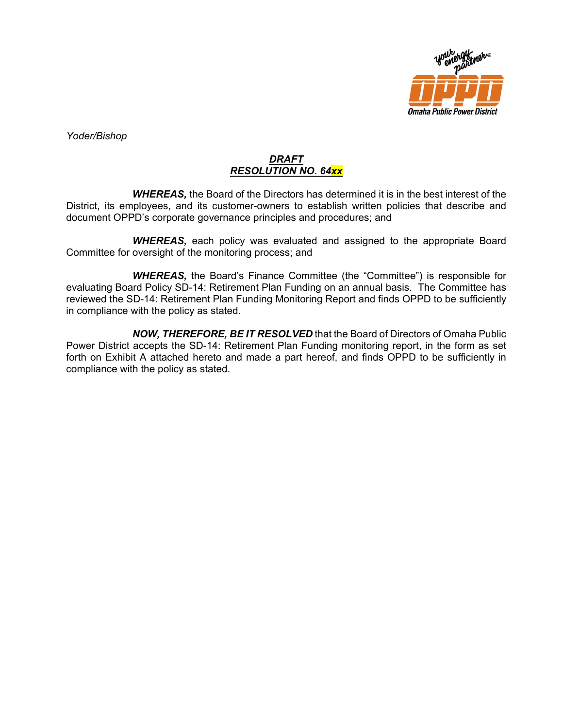Yoder/Bishop

**_DRAFT_**
**_RESOLUTION NO. 64xx_**

***WHEREAS,*** the Board of the Directors has determined it is in the best interest of the District, its employees, and its customer-owners to establish written policies that describe and document OPPD's corporate governance principles and procedures; and

***WHEREAS,*** each policy was evaluated and assigned to the appropriate Board Committee for oversight of the monitoring process; and

***WHEREAS,*** the Board's Finance Committee (the "Committee") is responsible for evaluating Board Policy SD-14: Retirement Plan Funding on an annual basis. The Committee has reviewed the SD-14: Retirement Plan Funding Monitoring Report and finds OPPD to be sufficiently in compliance with the policy as stated.

***NOW, THEREFORE, BE IT RESOLVED*** that the Board of Directors of Omaha Public Power District accepts the SD-14: Retirement Plan Funding monitoring report, in the form as set forth on Exhibit A attached hereto and made a part hereof, and finds OPPD to be sufficiently in compliance with the policy as stated.